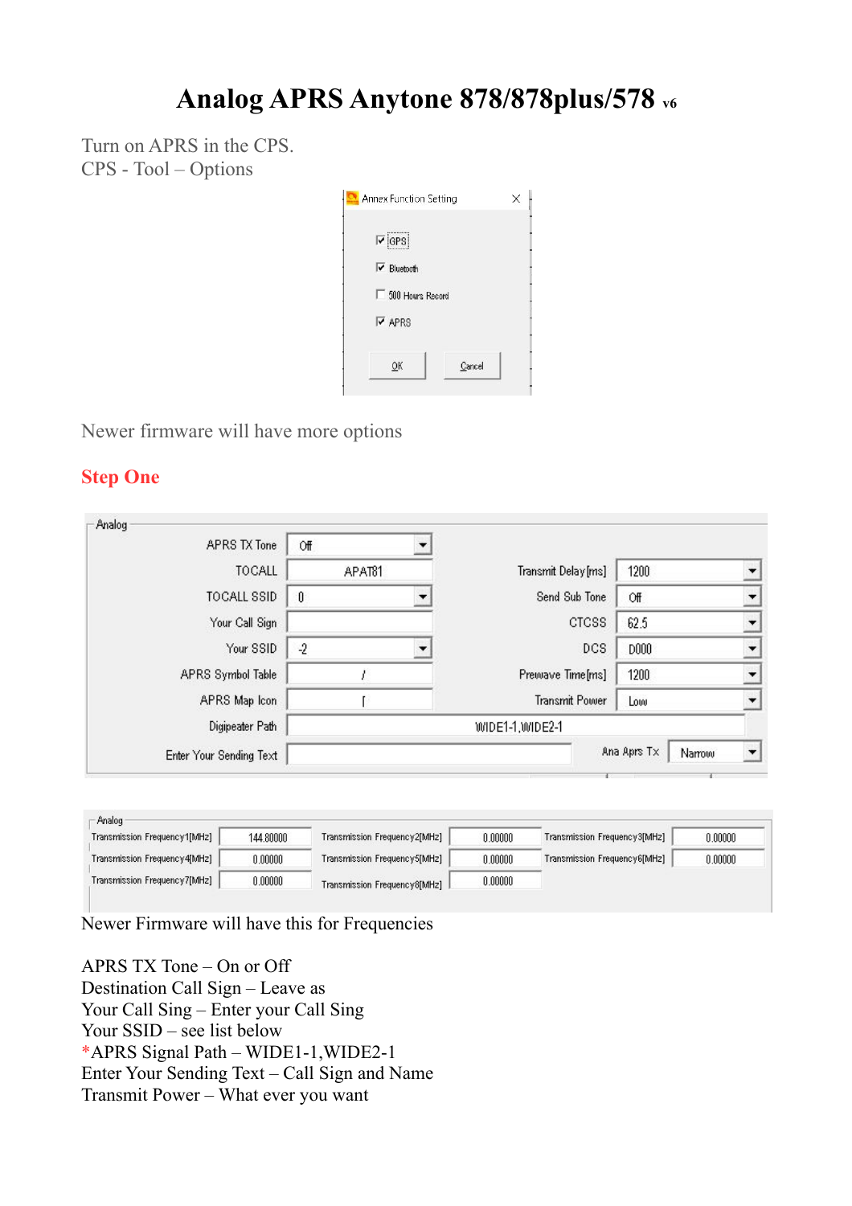# Analog APRS Anytone 878/878plus/578 v6

Turn on APRS in the CPS.
CPS - Tool – Options

Annex Function Setting

- [x] GPS
- [x] Bluetooth
- [ ] 500 Hours Record
- [x] APRS

OK Cancel

Newer firmware will have more options

## Step One

Analog

| | | | |
|---|---|---|---|
| APRS TX Tone | Off | | |
| TOCALL | APAT81 | Transmit Delay[ms] | 1200 |
| TOCALL SSID | 0 | Send Sub Tone | Off |
| Your Call Sign | | CTCSS | 62.5 |
| Your SSID | -2 | DCS | D000 |
| APRS Symbol Table | / | Prewave Time[ms] | 1200 |
| APRS Map Icon | [ | Transmit Power | Low |
| Digipeater Path | WIDE1-1,WIDE2-1 | | |
| Enter Your Sending Text | | Ana Aprs Tx | Narrow |

Analog

| | | | | | |
|---|---|---|---|---|---|
| Transmission Frequency1[MHz] | 144.80000 | Transmission Frequency2[MHz] | 0.00000 | Transmission Frequency3[MHz] | 0.00000 |
| Transmission Frequency4[MHz] | 0.00000 | Transmission Frequency5[MHz] | 0.00000 | Transmission Frequency6[MHz] | 0.00000 |
| Transmission Frequency7[MHz] | 0.00000 | Transmission Frequency8[MHz] | 0.00000 | | |

Newer Firmware will have this for Frequencies

APRS TX Tone – On or Off
Destination Call Sign – Leave as
Your Call Sing – Enter your Call Sing
Your SSID – see list below
*APRS Signal Path – WIDE1-1,WIDE2-1
Enter Your Sending Text – Call Sign and Name
Transmit Power – What ever you want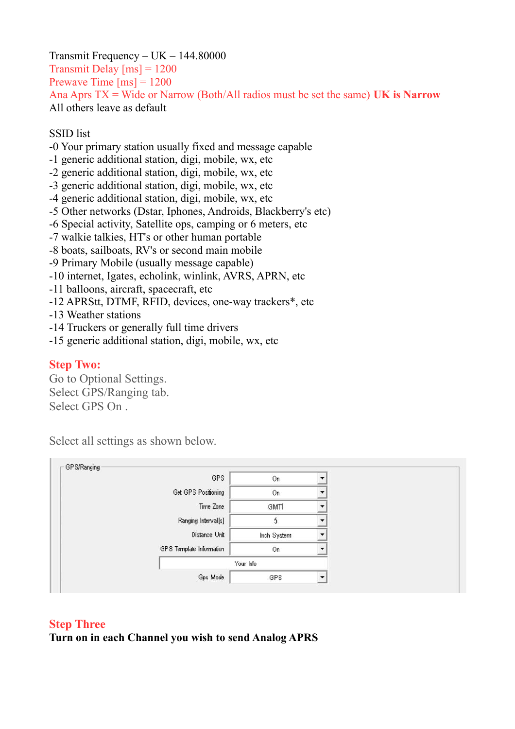Transmit Frequency – UK – 144.80000
Transmit Delay [ms] = 1200
Prewave Time [ms] = 1200
Ana Aprs TX = Wide or Narrow (Both/All radios must be set the same) **UK is Narrow**
All others leave as default

SSID list
-0 Your primary station usually fixed and message capable
-1 generic additional station, digi, mobile, wx, etc
-2 generic additional station, digi, mobile, wx, etc
-3 generic additional station, digi, mobile, wx, etc
-4 generic additional station, digi, mobile, wx, etc
-5 Other networks (Dstar, Iphones, Androids, Blackberry's etc)
-6 Special activity, Satellite ops, camping or 6 meters, etc
-7 walkie talkies, HT's or other human portable
-8 boats, sailboats, RV's or second main mobile
-9 Primary Mobile (usually message capable)
-10 internet, Igates, echolink, winlink, AVRS, APRN, etc
-11 balloons, aircraft, spacecraft, etc
-12 APRStt, DTMF, RFID, devices, one-way trackers*, etc
-13 Weather stations
-14 Truckers or generally full time drivers
-15 generic additional station, digi, mobile, wx, etc

## Step Two:

Go to Optional Settings.
Select GPS/Ranging tab.
Select GPS On .

Select all settings as shown below.

GPS/Ranging

| Setting | Value |
|---|---|
| GPS | On |
| Get GPS Positioning | On |
| Time Zone | GMT1 |
| Ranging Interval[s] | 5 |
| Distance Unit | Inch System |
| GPS Template Information | On |
| | Your Info |
| Gps Mode | GPS |

## Step Three

**Turn on in each Channel you wish to send Analog APRS**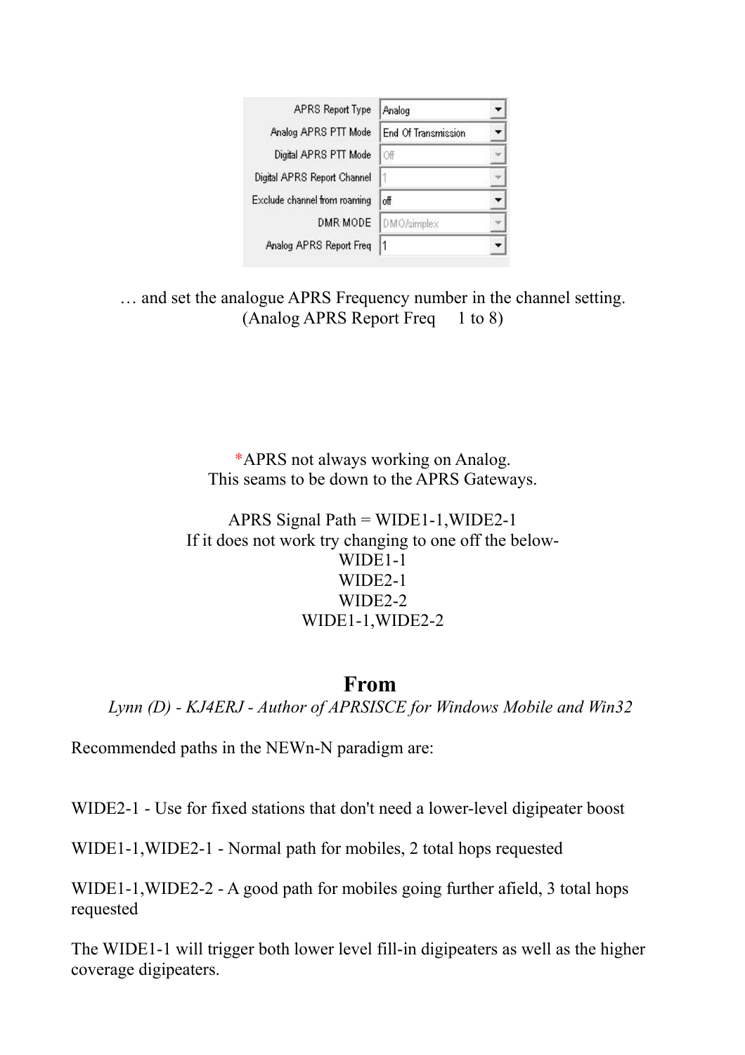| | |
|---|---|
| APRS Report Type | Analog |
| Analog APRS PTT Mode | End Of Transmission |
| Digital APRS PTT Mode | Off |
| Digital APRS Report Channel | 1 |
| Exclude channel from roaming | off |
| DMR MODE | DMO/simplex |
| Analog APRS Report Freq | 1 |

… and set the analogue APRS Frequency number in the channel setting.
(Analog APRS Report Freq 1 to 8)

*APRS not always working on Analog.
This seams to be down to the APRS Gateways.

APRS Signal Path = WIDE1-1,WIDE2-1
If it does not work try changing to one off the below-
WIDE1-1
WIDE2-1
WIDE2-2
WIDE1-1,WIDE2-2

## From

*Lynn (D) - KJ4ERJ - Author of APRSISCE for Windows Mobile and Win32*

Recommended paths in the NEWn-N paradigm are:

WIDE2-1 - Use for fixed stations that don't need a lower-level digipeater boost

WIDE1-1,WIDE2-1 - Normal path for mobiles, 2 total hops requested

WIDE1-1,WIDE2-2 - A good path for mobiles going further afield, 3 total hops requested

The WIDE1-1 will trigger both lower level fill-in digipeaters as well as the higher coverage digipeaters.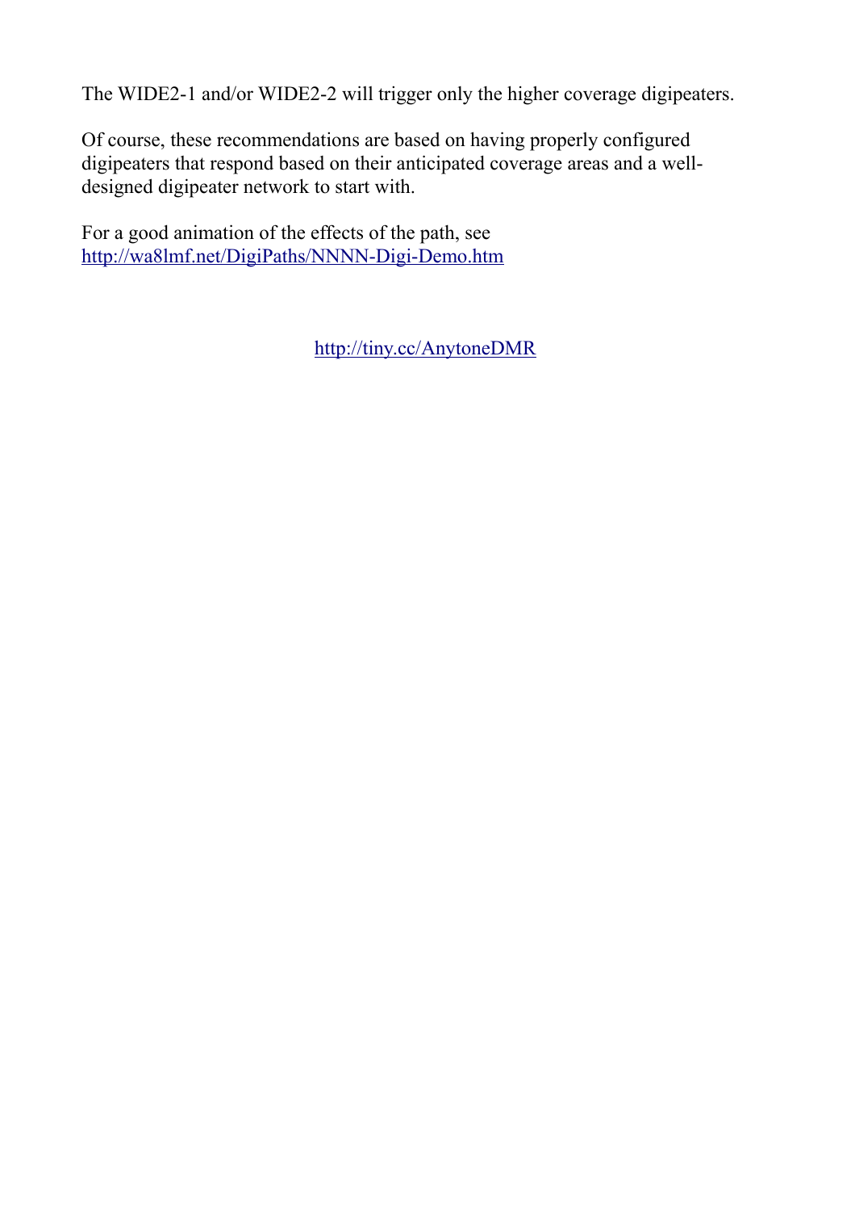The WIDE2-1 and/or WIDE2-2 will trigger only the higher coverage digipeaters.

Of course, these recommendations are based on having properly configured digipeaters that respond based on their anticipated coverage areas and a well-designed digipeater network to start with.

For a good animation of the effects of the path, see http://wa8lmf.net/DigiPaths/NNNN-Digi-Demo.htm

http://tiny.cc/AnytoneDMR